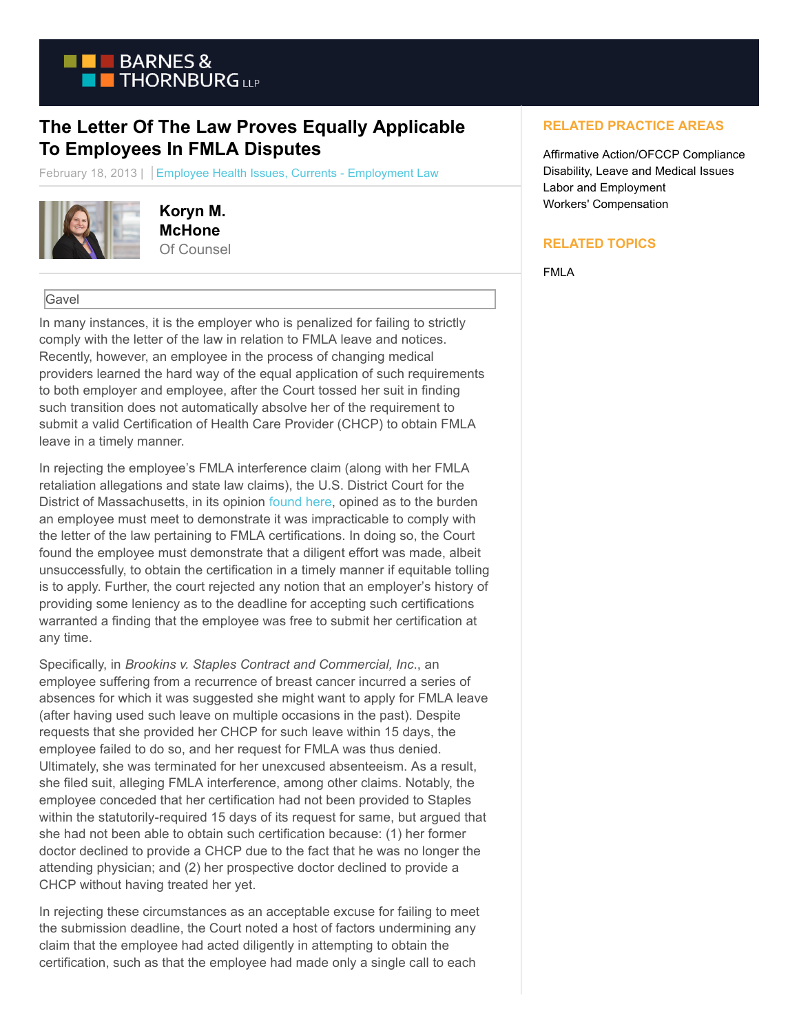# The Letter Of The Law Proves Equally Applicable To Employees In FMLA Disputes

February 18, 2013 | Employee Health Issues, Currents - Employment Law

**Koryn M. McHone**
Of Counsel

Gavel

In many instances, it is the employer who is penalized for failing to strictly comply with the letter of the law in relation to FMLA leave and notices. Recently, however, an employee in the process of changing medical providers learned the hard way of the equal application of such requirements to both employer and employee, after the Court tossed her suit in finding such transition does not automatically absolve her of the requirement to submit a valid Certification of Health Care Provider (CHCP) to obtain FMLA leave in a timely manner.

In rejecting the employee's FMLA interference claim (along with her FMLA retaliation allegations and state law claims), the U.S. District Court for the District of Massachusetts, in its opinion found here, opined as to the burden an employee must meet to demonstrate it was impracticable to comply with the letter of the law pertaining to FMLA certifications. In doing so, the Court found the employee must demonstrate that a diligent effort was made, albeit unsuccessfully, to obtain the certification in a timely manner if equitable tolling is to apply. Further, the court rejected any notion that an employer's history of providing some leniency as to the deadline for accepting such certifications warranted a finding that the employee was free to submit her certification at any time.

Specifically, in *Brookins v. Staples Contract and Commercial, Inc.*, an employee suffering from a recurrence of breast cancer incurred a series of absences for which it was suggested she might want to apply for FMLA leave (after having used such leave on multiple occasions in the past). Despite requests that she provided her CHCP for such leave within 15 days, the employee failed to do so, and her request for FMLA was thus denied. Ultimately, she was terminated for her unexcused absenteeism. As a result, she filed suit, alleging FMLA interference, among other claims. Notably, the employee conceded that her certification had not been provided to Staples within the statutorily-required 15 days of its request for same, but argued that she had not been able to obtain such certification because: (1) her former doctor declined to provide a CHCP due to the fact that he was no longer the attending physician; and (2) her prospective doctor declined to provide a CHCP without having treated her yet.

In rejecting these circumstances as an acceptable excuse for failing to meet the submission deadline, the Court noted a host of factors undermining any claim that the employee had acted diligently in attempting to obtain the certification, such as that the employee had made only a single call to each

## RELATED PRACTICE AREAS

Affirmative Action/OFCCP Compliance
Disability, Leave and Medical Issues
Labor and Employment
Workers' Compensation

## RELATED TOPICS

FMLA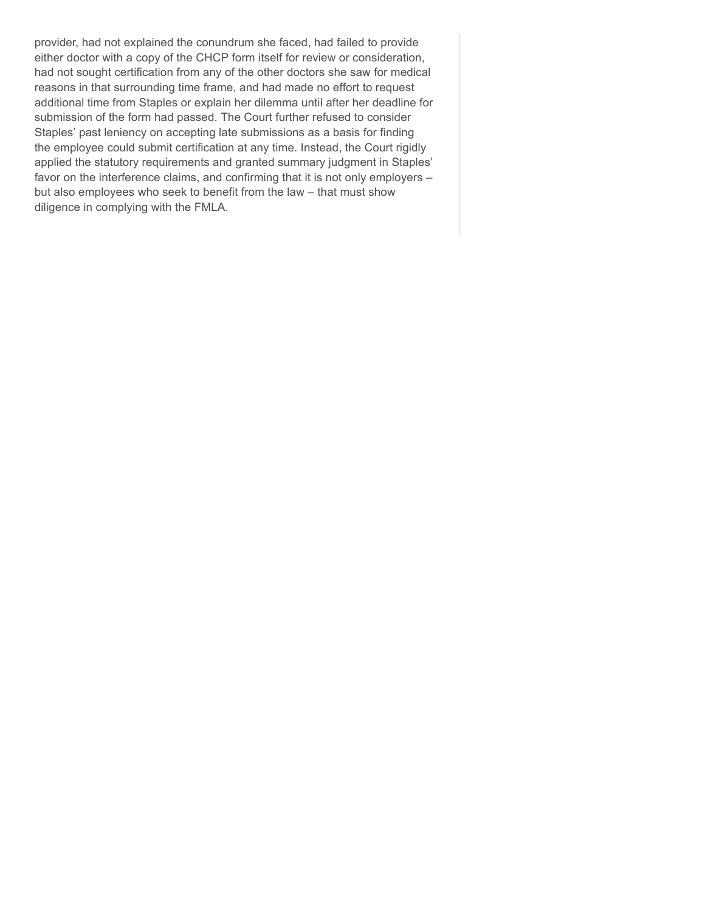provider, had not explained the conundrum she faced, had failed to provide either doctor with a copy of the CHCP form itself for review or consideration, had not sought certification from any of the other doctors she saw for medical reasons in that surrounding time frame, and had made no effort to request additional time from Staples or explain her dilemma until after her deadline for submission of the form had passed. The Court further refused to consider Staples' past leniency on accepting late submissions as a basis for finding the employee could submit certification at any time. Instead, the Court rigidly applied the statutory requirements and granted summary judgment in Staples' favor on the interference claims, and confirming that it is not only employers – but also employees who seek to benefit from the law – that must show diligence in complying with the FMLA.